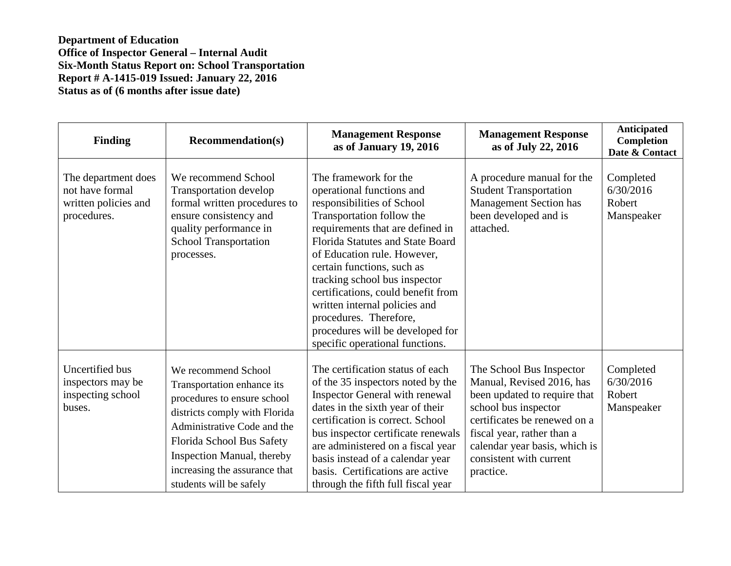**Department of Education**
**Office of Inspector General – Internal Audit**
**Six-Month Status Report on: School Transportation**
**Report # A-1415-019 Issued: January 22, 2016**
**Status as of (6 months after issue date)**

| Finding | Recommendation(s) | Management Response as of January 19, 2016 | Management Response as of July 22, 2016 | Anticipated Completion Date & Contact |
|---|---|---|---|---|
| The department does not have formal written policies and procedures. | We recommend School Transportation develop formal written procedures to ensure consistency and quality performance in School Transportation processes. | The framework for the operational functions and responsibilities of School Transportation follow the requirements that are defined in Florida Statutes and State Board of Education rule. However, certain functions, such as tracking school bus inspector certifications, could benefit from written internal policies and procedures. Therefore, procedures will be developed for specific operational functions. | A procedure manual for the Student Transportation Management Section has been developed and is attached. | Completed 6/30/2016 Robert Manspeaker |
| Uncertified bus inspectors may be inspecting school buses. | We recommend School Transportation enhance its procedures to ensure school districts comply with Florida Administrative Code and the Florida School Bus Safety Inspection Manual, thereby increasing the assurance that students will be safely | The certification status of each of the 35 inspectors noted by the Inspector General with renewal dates in the sixth year of their certification is correct. School bus inspector certificate renewals are administered on a fiscal year basis instead of a calendar year basis. Certifications are active through the fifth full fiscal year | The School Bus Inspector Manual, Revised 2016, has been updated to require that school bus inspector certificates be renewed on a fiscal year, rather than a calendar year basis, which is consistent with current practice. | Completed 6/30/2016 Robert Manspeaker |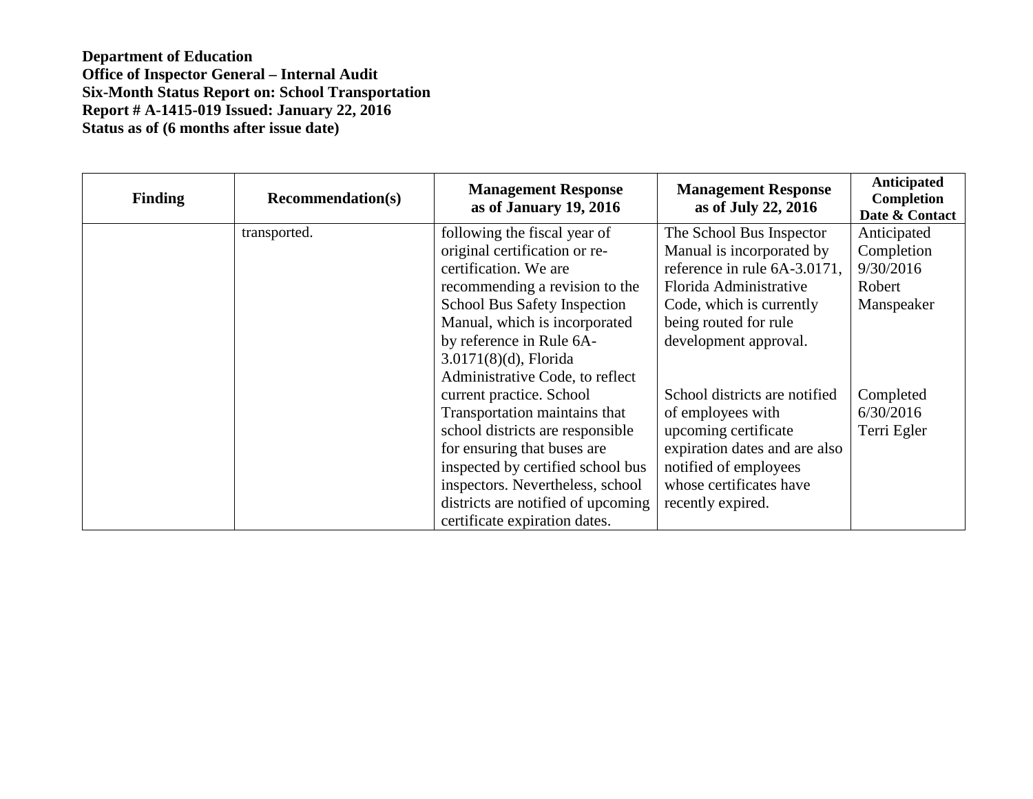**Department of Education**
**Office of Inspector General – Internal Audit**
**Six-Month Status Report on: School Transportation**
**Report # A-1415-019 Issued: January 22, 2016**
**Status as of (6 months after issue date)**

| Finding | Recommendation(s) | Management Response as of January 19, 2016 | Management Response as of July 22, 2016 | Anticipated Completion Date & Contact |
|---|---|---|---|---|
| | transported. | following the fiscal year of original certification or re-certification. We are recommending a revision to the School Bus Safety Inspection Manual, which is incorporated by reference in Rule 6A-3.0171(8)(d), Florida Administrative Code, to reflect current practice. School Transportation maintains that school districts are responsible for ensuring that buses are inspected by certified school bus inspectors. Nevertheless, school districts are notified of upcoming certificate expiration dates. | The School Bus Inspector Manual is incorporated by reference in rule 6A-3.0171, Florida Administrative Code, which is currently being routed for rule development approval.<br><br>School districts are notified of employees with upcoming certificate expiration dates and are also notified of employees whose certificates have recently expired. | Anticipated Completion 9/30/2016 Robert Manspeaker<br><br>Completed 6/30/2016 Terri Egler |